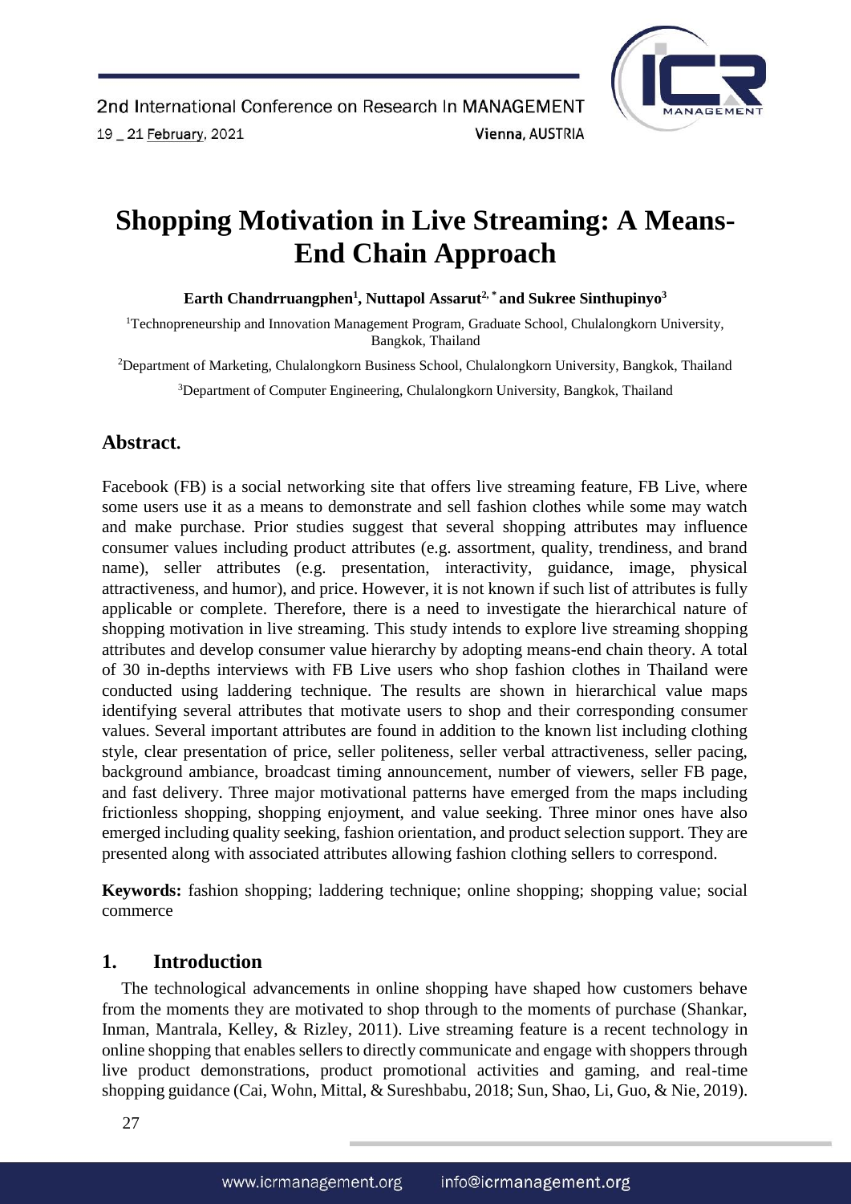# Shopping Motivation in Live Streaming: A Means-End Chain Approach

**Earth Chandrruangphen[1], Nuttapol Assarut[2,*] and Sukree Sinthupinyo[3]**

[1]Technopreneurship and Innovation Management Program, Graduate School, Chulalongkorn University, Bangkok, Thailand

[2]Department of Marketing, Chulalongkorn Business School, Chulalongkorn University, Bangkok, Thailand

[3]Department of Computer Engineering, Chulalongkorn University, Bangkok, Thailand

## Abstract.

Facebook (FB) is a social networking site that offers live streaming feature, FB Live, where some users use it as a means to demonstrate and sell fashion clothes while some may watch and make purchase. Prior studies suggest that several shopping attributes may influence consumer values including product attributes (e.g. assortment, quality, trendiness, and brand name), seller attributes (e.g. presentation, interactivity, guidance, image, physical attractiveness, and humor), and price. However, it is not known if such list of attributes is fully applicable or complete. Therefore, there is a need to investigate the hierarchical nature of shopping motivation in live streaming. This study intends to explore live streaming shopping attributes and develop consumer value hierarchy by adopting means-end chain theory. A total of 30 in-depths interviews with FB Live users who shop fashion clothes in Thailand were conducted using laddering technique. The results are shown in hierarchical value maps identifying several attributes that motivate users to shop and their corresponding consumer values. Several important attributes are found in addition to the known list including clothing style, clear presentation of price, seller politeness, seller verbal attractiveness, seller pacing, background ambiance, broadcast timing announcement, number of viewers, seller FB page, and fast delivery. Three major motivational patterns have emerged from the maps including frictionless shopping, shopping enjoyment, and value seeking. Three minor ones have also emerged including quality seeking, fashion orientation, and product selection support. They are presented along with associated attributes allowing fashion clothing sellers to correspond.

**Keywords:** fashion shopping; laddering technique; online shopping; shopping value; social commerce

## 1. Introduction

The technological advancements in online shopping have shaped how customers behave from the moments they are motivated to shop through to the moments of purchase (Shankar, Inman, Mantrala, Kelley, & Rizley, 2011). Live streaming feature is a recent technology in online shopping that enables sellers to directly communicate and engage with shoppers through live product demonstrations, product promotional activities and gaming, and real-time shopping guidance (Cai, Wohn, Mittal, & Sureshbabu, 2018; Sun, Shao, Li, Guo, & Nie, 2019).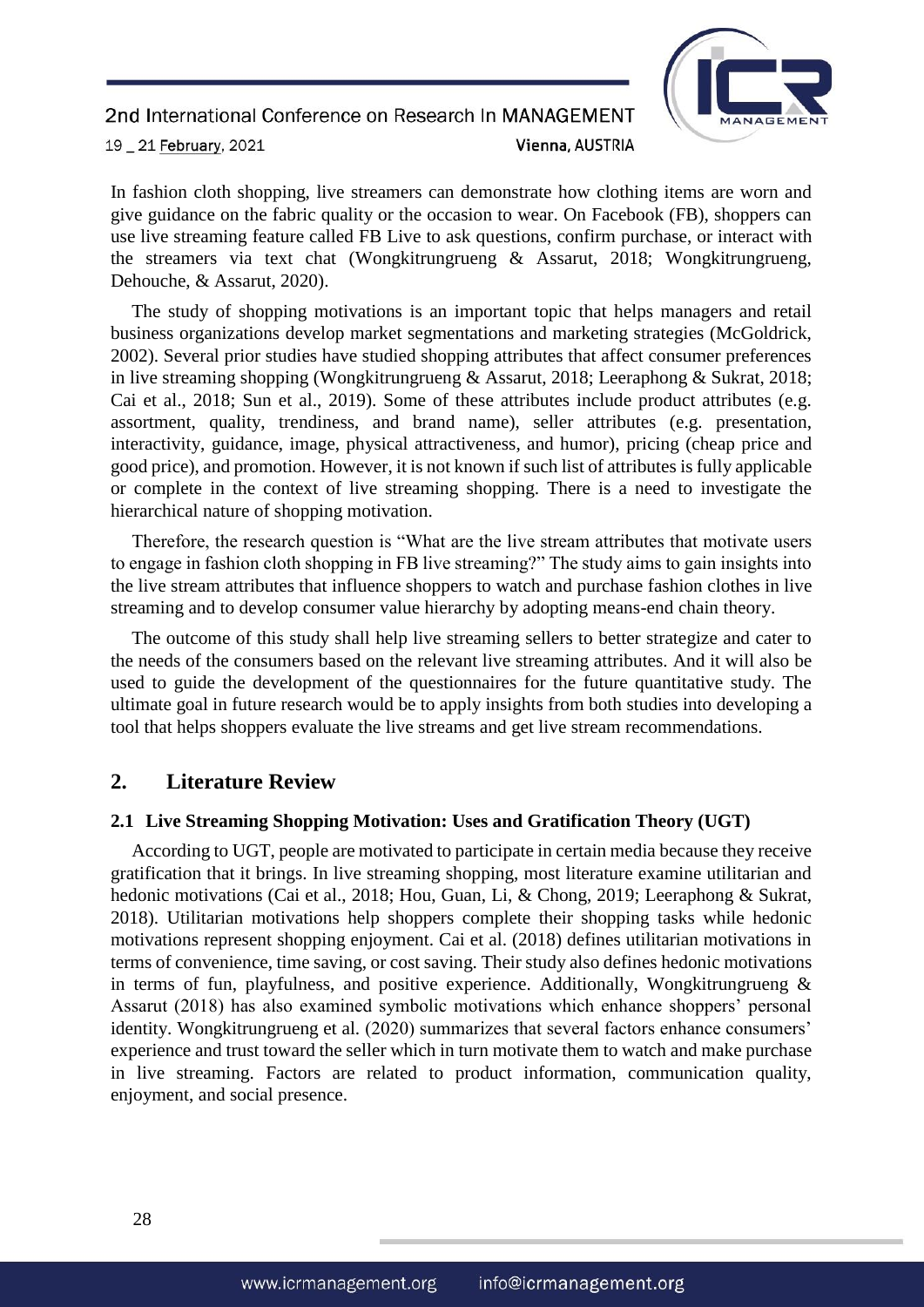In fashion cloth shopping, live streamers can demonstrate how clothing items are worn and give guidance on the fabric quality or the occasion to wear. On Facebook (FB), shoppers can use live streaming feature called FB Live to ask questions, confirm purchase, or interact with the streamers via text chat (Wongkitrungrueng & Assarut, 2018; Wongkitrungrueng, Dehouche, & Assarut, 2020).

The study of shopping motivations is an important topic that helps managers and retail business organizations develop market segmentations and marketing strategies (McGoldrick, 2002). Several prior studies have studied shopping attributes that affect consumer preferences in live streaming shopping (Wongkitrungrueng & Assarut, 2018; Leeraphong & Sukrat, 2018; Cai et al., 2018; Sun et al., 2019). Some of these attributes include product attributes (e.g. assortment, quality, trendiness, and brand name), seller attributes (e.g. presentation, interactivity, guidance, image, physical attractiveness, and humor), pricing (cheap price and good price), and promotion. However, it is not known if such list of attributes is fully applicable or complete in the context of live streaming shopping. There is a need to investigate the hierarchical nature of shopping motivation.

Therefore, the research question is "What are the live stream attributes that motivate users to engage in fashion cloth shopping in FB live streaming?" The study aims to gain insights into the live stream attributes that influence shoppers to watch and purchase fashion clothes in live streaming and to develop consumer value hierarchy by adopting means-end chain theory.

The outcome of this study shall help live streaming sellers to better strategize and cater to the needs of the consumers based on the relevant live streaming attributes. And it will also be used to guide the development of the questionnaires for the future quantitative study. The ultimate goal in future research would be to apply insights from both studies into developing a tool that helps shoppers evaluate the live streams and get live stream recommendations.

## 2. Literature Review

### 2.1 Live Streaming Shopping Motivation: Uses and Gratification Theory (UGT)

According to UGT, people are motivated to participate in certain media because they receive gratification that it brings. In live streaming shopping, most literature examine utilitarian and hedonic motivations (Cai et al., 2018; Hou, Guan, Li, & Chong, 2019; Leeraphong & Sukrat, 2018). Utilitarian motivations help shoppers complete their shopping tasks while hedonic motivations represent shopping enjoyment. Cai et al. (2018) defines utilitarian motivations in terms of convenience, time saving, or cost saving. Their study also defines hedonic motivations in terms of fun, playfulness, and positive experience. Additionally, Wongkitrungrueng & Assarut (2018) has also examined symbolic motivations which enhance shoppers' personal identity. Wongkitrungrueng et al. (2020) summarizes that several factors enhance consumers' experience and trust toward the seller which in turn motivate them to watch and make purchase in live streaming. Factors are related to product information, communication quality, enjoyment, and social presence.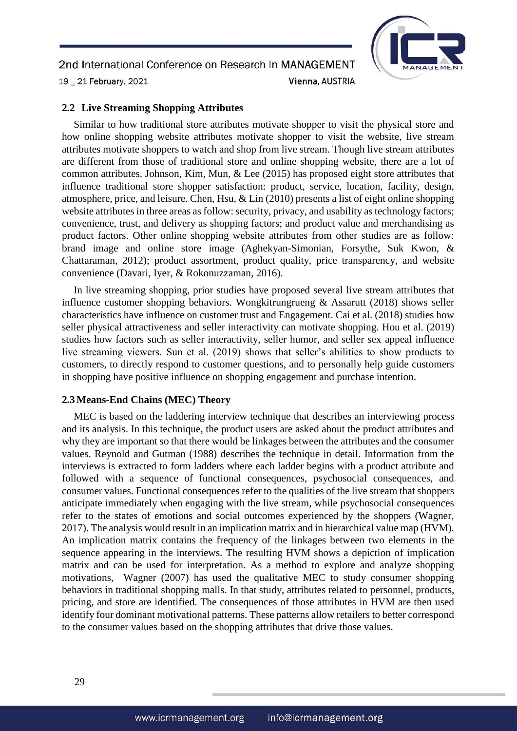### 2.2 Live Streaming Shopping Attributes

Similar to how traditional store attributes motivate shopper to visit the physical store and how online shopping website attributes motivate shopper to visit the website, live stream attributes motivate shoppers to watch and shop from live stream. Though live stream attributes are different from those of traditional store and online shopping website, there are a lot of common attributes. Johnson, Kim, Mun, & Lee (2015) has proposed eight store attributes that influence traditional store shopper satisfaction: product, service, location, facility, design, atmosphere, price, and leisure. Chen, Hsu, & Lin (2010) presents a list of eight online shopping website attributes in three areas as follow: security, privacy, and usability as technology factors; convenience, trust, and delivery as shopping factors; and product value and merchandising as product factors. Other online shopping website attributes from other studies are as follow: brand image and online store image (Aghekyan-Simonian, Forsythe, Suk Kwon, & Chattaraman, 2012); product assortment, product quality, price transparency, and website convenience (Davari, Iyer, & Rokonuzzaman, 2016).

In live streaming shopping, prior studies have proposed several live stream attributes that influence customer shopping behaviors. Wongkitrungrueng & Assarutt (2018) shows seller characteristics have influence on customer trust and Engagement. Cai et al. (2018) studies how seller physical attractiveness and seller interactivity can motivate shopping. Hou et al. (2019) studies how factors such as seller interactivity, seller humor, and seller sex appeal influence live streaming viewers. Sun et al. (2019) shows that seller's abilities to show products to customers, to directly respond to customer questions, and to personally help guide customers in shopping have positive influence on shopping engagement and purchase intention.

### 2.3 Means-End Chains (MEC) Theory

MEC is based on the laddering interview technique that describes an interviewing process and its analysis. In this technique, the product users are asked about the product attributes and why they are important so that there would be linkages between the attributes and the consumer values. Reynold and Gutman (1988) describes the technique in detail. Information from the interviews is extracted to form ladders where each ladder begins with a product attribute and followed with a sequence of functional consequences, psychosocial consequences, and consumer values. Functional consequences refer to the qualities of the live stream that shoppers anticipate immediately when engaging with the live stream, while psychosocial consequences refer to the states of emotions and social outcomes experienced by the shoppers (Wagner, 2017). The analysis would result in an implication matrix and in hierarchical value map (HVM). An implication matrix contains the frequency of the linkages between two elements in the sequence appearing in the interviews. The resulting HVM shows a depiction of implication matrix and can be used for interpretation. As a method to explore and analyze shopping motivations, Wagner (2007) has used the qualitative MEC to study consumer shopping behaviors in traditional shopping malls. In that study, attributes related to personnel, products, pricing, and store are identified. The consequences of those attributes in HVM are then used identify four dominant motivational patterns. These patterns allow retailers to better correspond to the consumer values based on the shopping attributes that drive those values.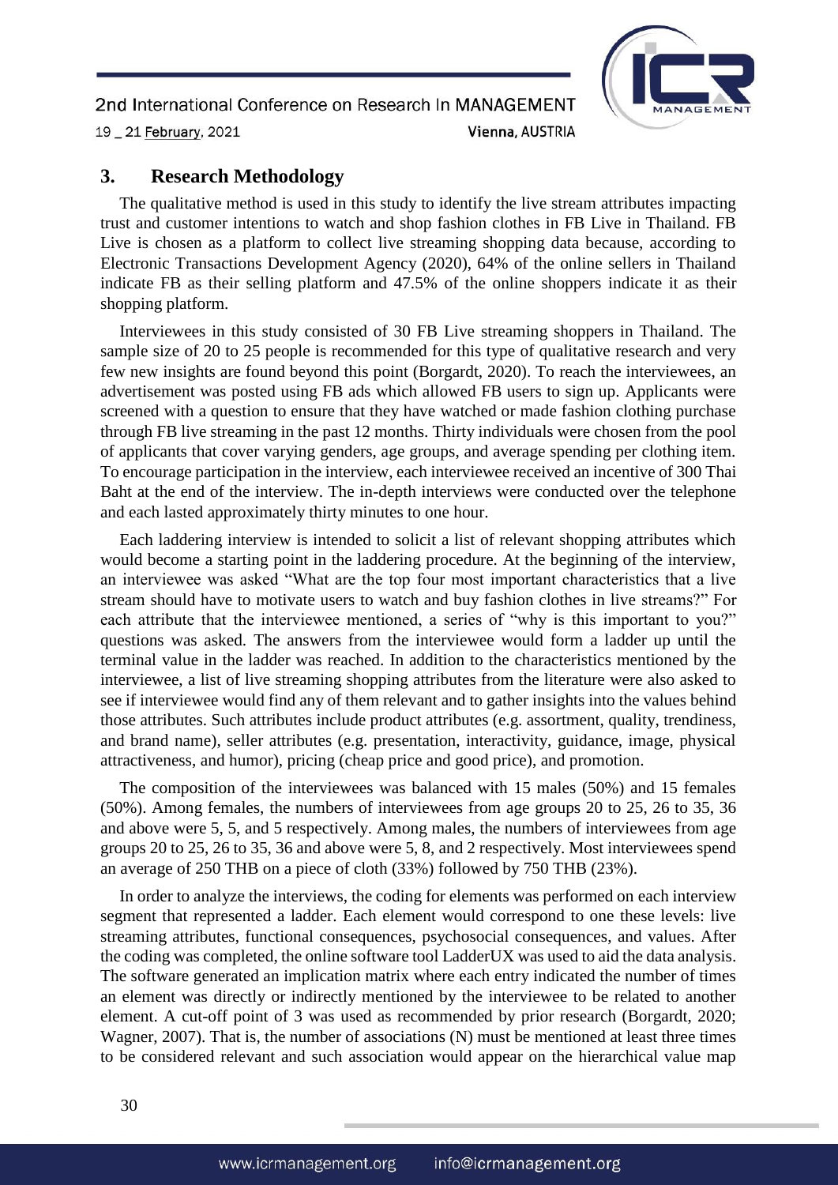## 3. Research Methodology

The qualitative method is used in this study to identify the live stream attributes impacting trust and customer intentions to watch and shop fashion clothes in FB Live in Thailand. FB Live is chosen as a platform to collect live streaming shopping data because, according to Electronic Transactions Development Agency (2020), 64% of the online sellers in Thailand indicate FB as their selling platform and 47.5% of the online shoppers indicate it as their shopping platform.

Interviewees in this study consisted of 30 FB Live streaming shoppers in Thailand. The sample size of 20 to 25 people is recommended for this type of qualitative research and very few new insights are found beyond this point (Borgardt, 2020). To reach the interviewees, an advertisement was posted using FB ads which allowed FB users to sign up. Applicants were screened with a question to ensure that they have watched or made fashion clothing purchase through FB live streaming in the past 12 months. Thirty individuals were chosen from the pool of applicants that cover varying genders, age groups, and average spending per clothing item. To encourage participation in the interview, each interviewee received an incentive of 300 Thai Baht at the end of the interview. The in-depth interviews were conducted over the telephone and each lasted approximately thirty minutes to one hour.

Each laddering interview is intended to solicit a list of relevant shopping attributes which would become a starting point in the laddering procedure. At the beginning of the interview, an interviewee was asked "What are the top four most important characteristics that a live stream should have to motivate users to watch and buy fashion clothes in live streams?" For each attribute that the interviewee mentioned, a series of "why is this important to you?" questions was asked. The answers from the interviewee would form a ladder up until the terminal value in the ladder was reached. In addition to the characteristics mentioned by the interviewee, a list of live streaming shopping attributes from the literature were also asked to see if interviewee would find any of them relevant and to gather insights into the values behind those attributes. Such attributes include product attributes (e.g. assortment, quality, trendiness, and brand name), seller attributes (e.g. presentation, interactivity, guidance, image, physical attractiveness, and humor), pricing (cheap price and good price), and promotion.

The composition of the interviewees was balanced with 15 males (50%) and 15 females (50%). Among females, the numbers of interviewees from age groups 20 to 25, 26 to 35, 36 and above were 5, 5, and 5 respectively. Among males, the numbers of interviewees from age groups 20 to 25, 26 to 35, 36 and above were 5, 8, and 2 respectively. Most interviewees spend an average of 250 THB on a piece of cloth (33%) followed by 750 THB (23%).

In order to analyze the interviews, the coding for elements was performed on each interview segment that represented a ladder. Each element would correspond to one these levels: live streaming attributes, functional consequences, psychosocial consequences, and values. After the coding was completed, the online software tool LadderUX was used to aid the data analysis. The software generated an implication matrix where each entry indicated the number of times an element was directly or indirectly mentioned by the interviewee to be related to another element. A cut-off point of 3 was used as recommended by prior research (Borgardt, 2020; Wagner, 2007). That is, the number of associations (N) must be mentioned at least three times to be considered relevant and such association would appear on the hierarchical value map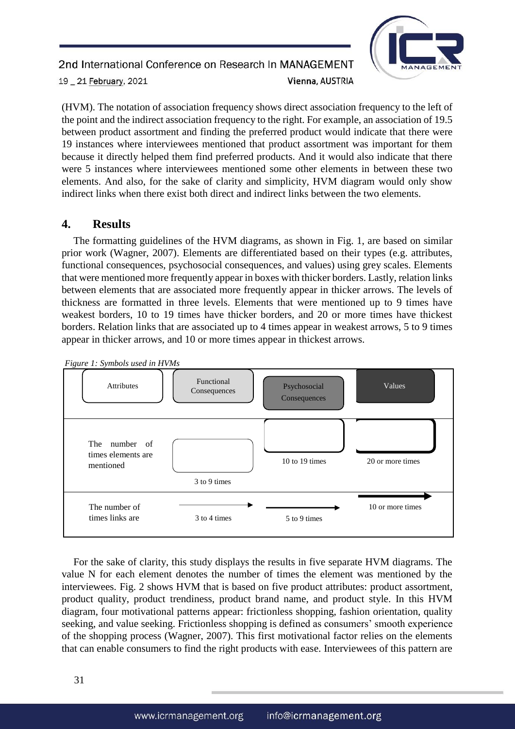(HVM). The notation of association frequency shows direct association frequency to the left of the point and the indirect association frequency to the right. For example, an association of 19.5 between product assortment and finding the preferred product would indicate that there were 19 instances where interviewees mentioned that product assortment was important for them because it directly helped them find preferred products. And it would also indicate that there were 5 instances where interviewees mentioned some other elements in between these two elements. And also, for the sake of clarity and simplicity, HVM diagram would only show indirect links when there exist both direct and indirect links between the two elements.

## 4. Results

The formatting guidelines of the HVM diagrams, as shown in Fig. 1, are based on similar prior work (Wagner, 2007). Elements are differentiated based on their types (e.g. attributes, functional consequences, psychosocial consequences, and values) using grey scales. Elements that were mentioned more frequently appear in boxes with thicker borders. Lastly, relation links between elements that are associated more frequently appear in thicker arrows. The levels of thickness are formatted in three levels. Elements that were mentioned up to 9 times have weakest borders, 10 to 19 times have thicker borders, and 20 or more times have thickest borders. Relation links that are associated up to 4 times appear in weakest arrows, 5 to 9 times appear in thicker arrows, and 10 or more times appear in thickest arrows.

*Figure 1: Symbols used in HVMs*

| Attributes | Functional Consequences | Psychosocial Consequences | Values |
| --- | --- | --- | --- |
| The number of times elements are mentioned | 3 to 9 times | 10 to 19 times | 20 or more times |
| The number of times links are | 3 to 4 times | 5 to 9 times | 10 or more times |

For the sake of clarity, this study displays the results in five separate HVM diagrams. The value N for each element denotes the number of times the element was mentioned by the interviewees. Fig. 2 shows HVM that is based on five product attributes: product assortment, product quality, product trendiness, product brand name, and product style. In this HVM diagram, four motivational patterns appear: frictionless shopping, fashion orientation, quality seeking, and value seeking. Frictionless shopping is defined as consumers' smooth experience of the shopping process (Wagner, 2007). This first motivational factor relies on the elements that can enable consumers to find the right products with ease. Interviewees of this pattern are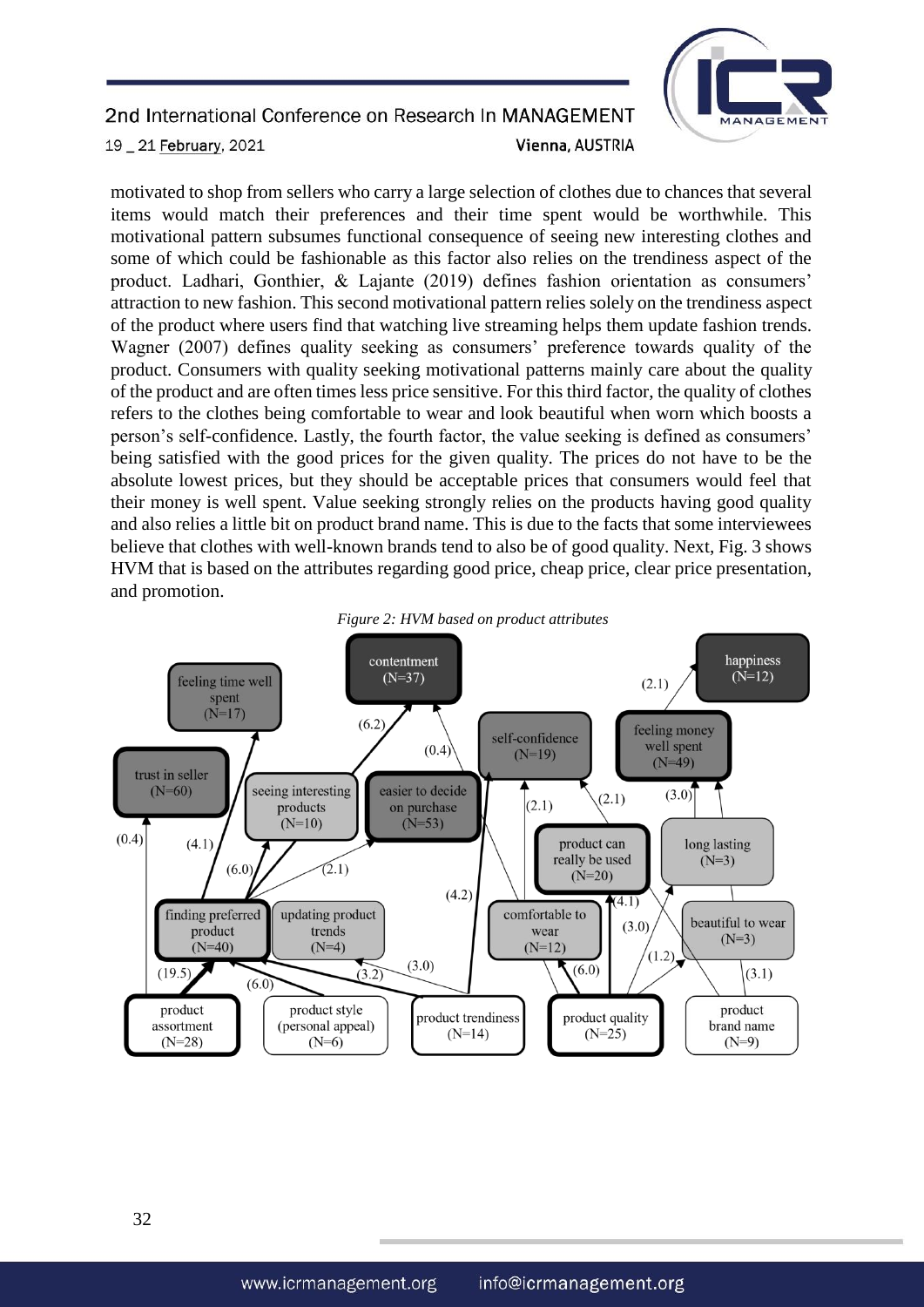motivated to shop from sellers who carry a large selection of clothes due to chances that several items would match their preferences and their time spent would be worthwhile. This motivational pattern subsumes functional consequence of seeing new interesting clothes and some of which could be fashionable as this factor also relies on the trendiness aspect of the product. Ladhari, Gonthier, & Lajante (2019) defines fashion orientation as consumers' attraction to new fashion. This second motivational pattern relies solely on the trendiness aspect of the product where users find that watching live streaming helps them update fashion trends. Wagner (2007) defines quality seeking as consumers' preference towards quality of the product. Consumers with quality seeking motivational patterns mainly care about the quality of the product and are often times less price sensitive. For this third factor, the quality of clothes refers to the clothes being comfortable to wear and look beautiful when worn which boosts a person's self-confidence. Lastly, the fourth factor, the value seeking is defined as consumers' being satisfied with the good prices for the given quality. The prices do not have to be the absolute lowest prices, but they should be acceptable prices that consumers would feel that their money is well spent. Value seeking strongly relies on the products having good quality and also relies a little bit on product brand name. This is due to the facts that some interviewees believe that clothes with well-known brands tend to also be of good quality. Next, Fig. 3 shows HVM that is based on the attributes regarding good price, cheap price, clear price presentation, and promotion.

*Figure 2: HVM based on product attributes*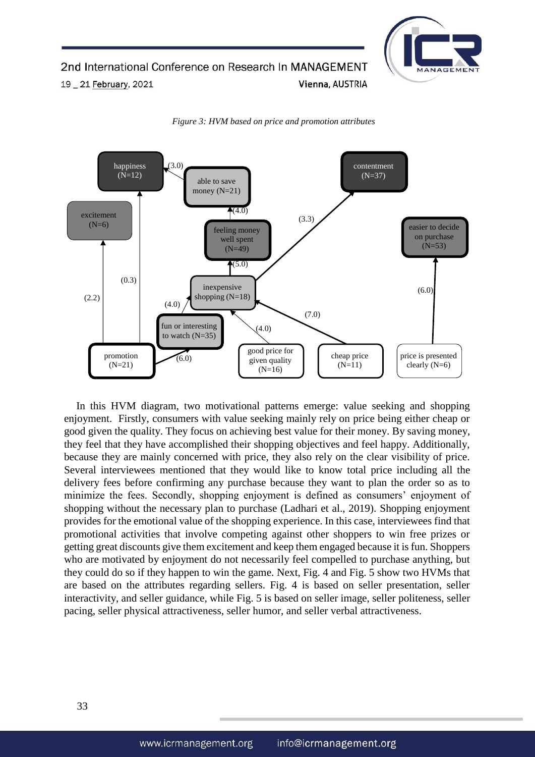*Figure 3: HVM based on price and promotion attributes*

In this HVM diagram, two motivational patterns emerge: value seeking and shopping enjoyment. Firstly, consumers with value seeking mainly rely on price being either cheap or good given the quality. They focus on achieving best value for their money. By saving money, they feel that they have accomplished their shopping objectives and feel happy. Additionally, because they are mainly concerned with price, they also rely on the clear visibility of price. Several interviewees mentioned that they would like to know total price including all the delivery fees before confirming any purchase because they want to plan the order so as to minimize the fees. Secondly, shopping enjoyment is defined as consumers' enjoyment of shopping without the necessary plan to purchase (Ladhari et al., 2019). Shopping enjoyment provides for the emotional value of the shopping experience. In this case, interviewees find that promotional activities that involve competing against other shoppers to win free prizes or getting great discounts give them excitement and keep them engaged because it is fun. Shoppers who are motivated by enjoyment do not necessarily feel compelled to purchase anything, but they could do so if they happen to win the game. Next, Fig. 4 and Fig. 5 show two HVMs that are based on the attributes regarding sellers. Fig. 4 is based on seller presentation, seller interactivity, and seller guidance, while Fig. 5 is based on seller image, seller politeness, seller pacing, seller physical attractiveness, seller humor, and seller verbal attractiveness.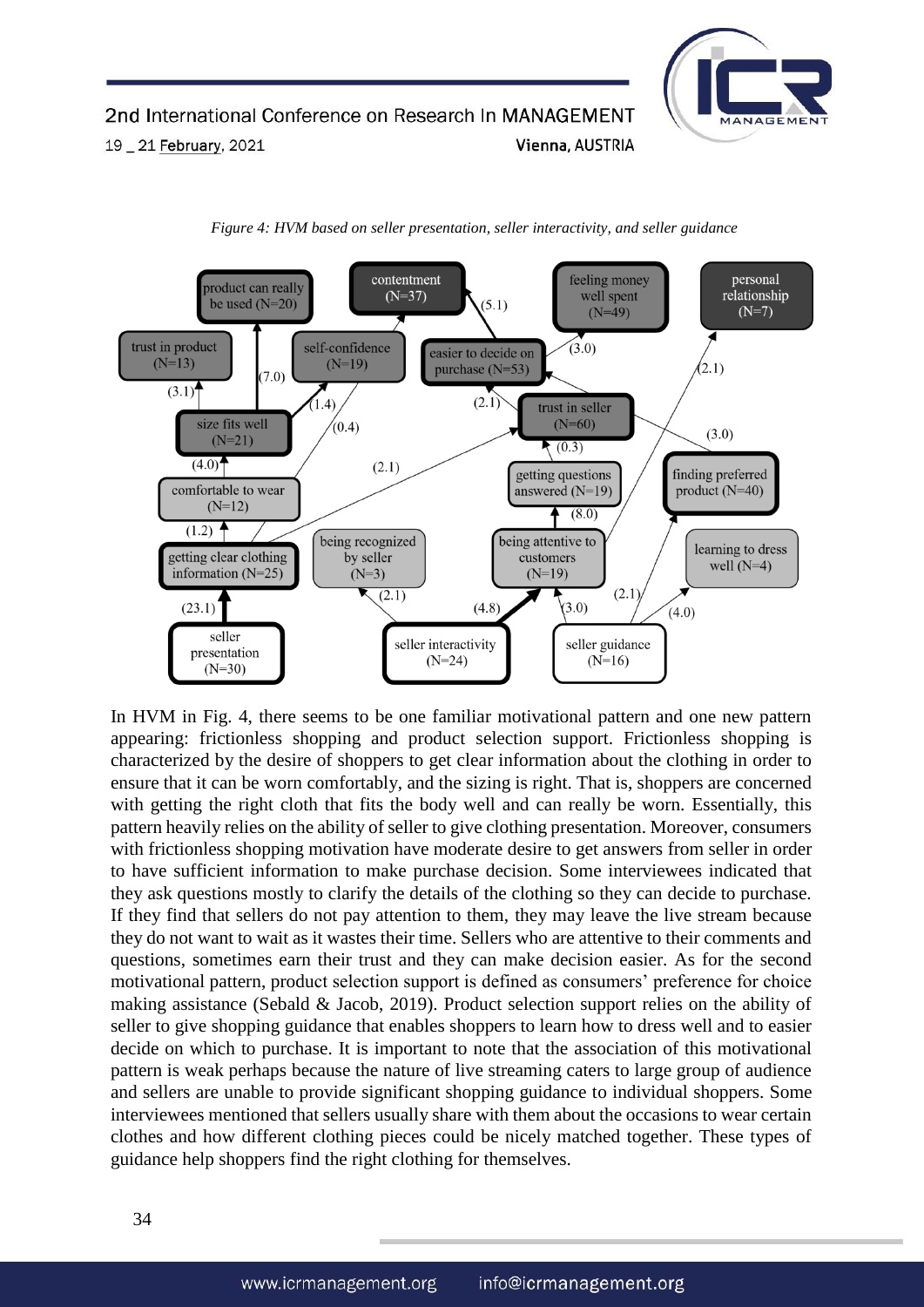*Figure 4: HVM based on seller presentation, seller interactivity, and seller guidance*

In HVM in Fig. 4, there seems to be one familiar motivational pattern and one new pattern appearing: frictionless shopping and product selection support. Frictionless shopping is characterized by the desire of shoppers to get clear information about the clothing in order to ensure that it can be worn comfortably, and the sizing is right. That is, shoppers are concerned with getting the right cloth that fits the body well and can really be worn. Essentially, this pattern heavily relies on the ability of seller to give clothing presentation. Moreover, consumers with frictionless shopping motivation have moderate desire to get answers from seller in order to have sufficient information to make purchase decision. Some interviewees indicated that they ask questions mostly to clarify the details of the clothing so they can decide to purchase. If they find that sellers do not pay attention to them, they may leave the live stream because they do not want to wait as it wastes their time. Sellers who are attentive to their comments and questions, sometimes earn their trust and they can make decision easier. As for the second motivational pattern, product selection support is defined as consumers' preference for choice making assistance (Sebald & Jacob, 2019). Product selection support relies on the ability of seller to give shopping guidance that enables shoppers to learn how to dress well and to easier decide on which to purchase. It is important to note that the association of this motivational pattern is weak perhaps because the nature of live streaming caters to large group of audience and sellers are unable to provide significant shopping guidance to individual shoppers. Some interviewees mentioned that sellers usually share with them about the occasions to wear certain clothes and how different clothing pieces could be nicely matched together. These types of guidance help shoppers find the right clothing for themselves.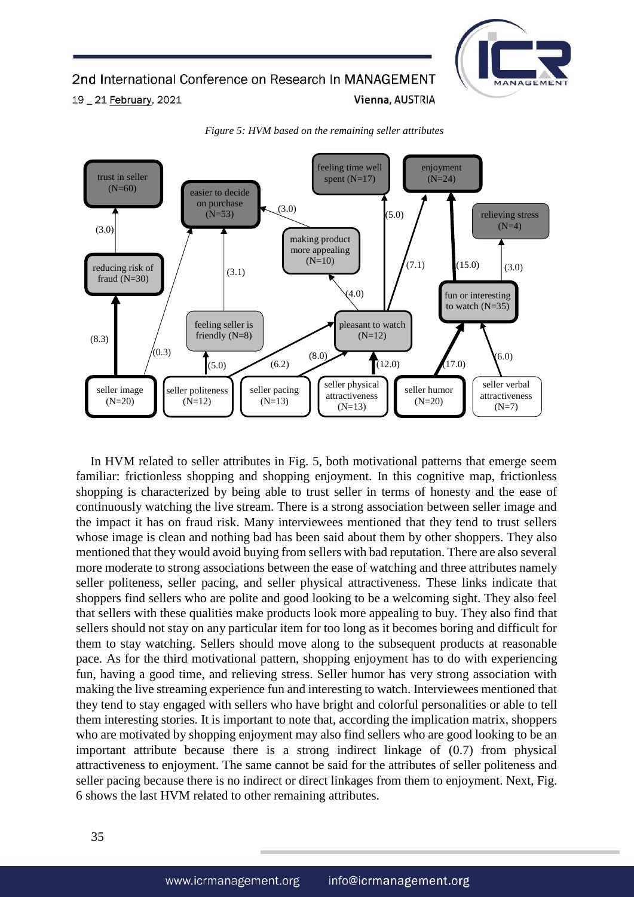*Figure 5: HVM based on the remaining seller attributes*

In HVM related to seller attributes in Fig. 5, both motivational patterns that emerge seem familiar: frictionless shopping and shopping enjoyment. In this cognitive map, frictionless shopping is characterized by being able to trust seller in terms of honesty and the ease of continuously watching the live stream. There is a strong association between seller image and the impact it has on fraud risk. Many interviewees mentioned that they tend to trust sellers whose image is clean and nothing bad has been said about them by other shoppers. They also mentioned that they would avoid buying from sellers with bad reputation. There are also several more moderate to strong associations between the ease of watching and three attributes namely seller politeness, seller pacing, and seller physical attractiveness. These links indicate that shoppers find sellers who are polite and good looking to be a welcoming sight. They also feel that sellers with these qualities make products look more appealing to buy. They also find that sellers should not stay on any particular item for too long as it becomes boring and difficult for them to stay watching. Sellers should move along to the subsequent products at reasonable pace. As for the third motivational pattern, shopping enjoyment has to do with experiencing fun, having a good time, and relieving stress. Seller humor has very strong association with making the live streaming experience fun and interesting to watch. Interviewees mentioned that they tend to stay engaged with sellers who have bright and colorful personalities or able to tell them interesting stories. It is important to note that, according the implication matrix, shoppers who are motivated by shopping enjoyment may also find sellers who are good looking to be an important attribute because there is a strong indirect linkage of (0.7) from physical attractiveness to enjoyment. The same cannot be said for the attributes of seller politeness and seller pacing because there is no indirect or direct linkages from them to enjoyment. Next, Fig. 6 shows the last HVM related to other remaining attributes.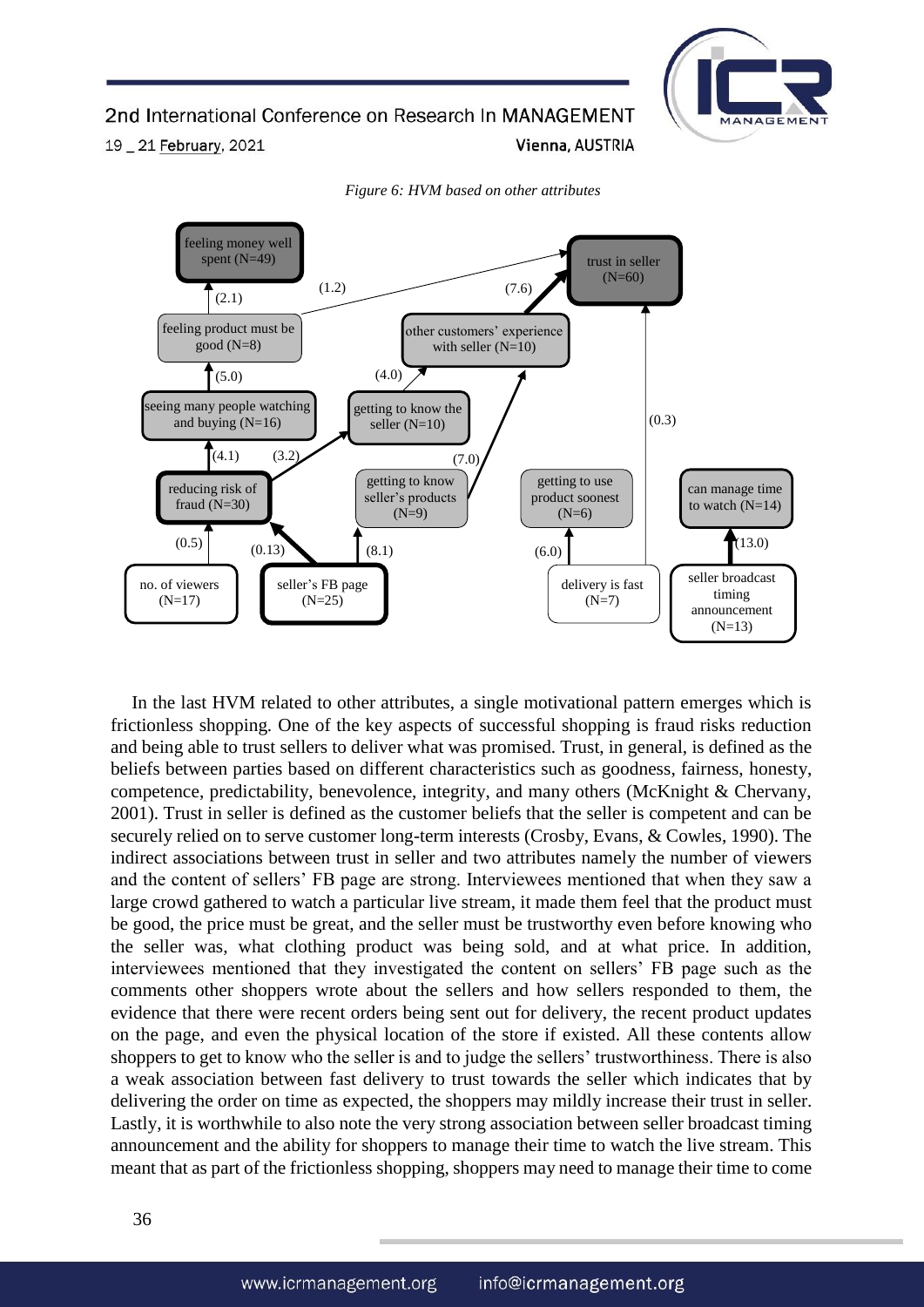*Figure 6: HVM based on other attributes*

In the last HVM related to other attributes, a single motivational pattern emerges which is frictionless shopping. One of the key aspects of successful shopping is fraud risks reduction and being able to trust sellers to deliver what was promised. Trust, in general, is defined as the beliefs between parties based on different characteristics such as goodness, fairness, honesty, competence, predictability, benevolence, integrity, and many others (McKnight & Chervany, 2001). Trust in seller is defined as the customer beliefs that the seller is competent and can be securely relied on to serve customer long-term interests (Crosby, Evans, & Cowles, 1990). The indirect associations between trust in seller and two attributes namely the number of viewers and the content of sellers' FB page are strong. Interviewees mentioned that when they saw a large crowd gathered to watch a particular live stream, it made them feel that the product must be good, the price must be great, and the seller must be trustworthy even before knowing who the seller was, what clothing product was being sold, and at what price. In addition, interviewees mentioned that they investigated the content on sellers' FB page such as the comments other shoppers wrote about the sellers and how sellers responded to them, the evidence that there were recent orders being sent out for delivery, the recent product updates on the page, and even the physical location of the store if existed. All these contents allow shoppers to get to know who the seller is and to judge the sellers' trustworthiness. There is also a weak association between fast delivery to trust towards the seller which indicates that by delivering the order on time as expected, the shoppers may mildly increase their trust in seller. Lastly, it is worthwhile to also note the very strong association between seller broadcast timing announcement and the ability for shoppers to manage their time to watch the live stream. This meant that as part of the frictionless shopping, shoppers may need to manage their time to come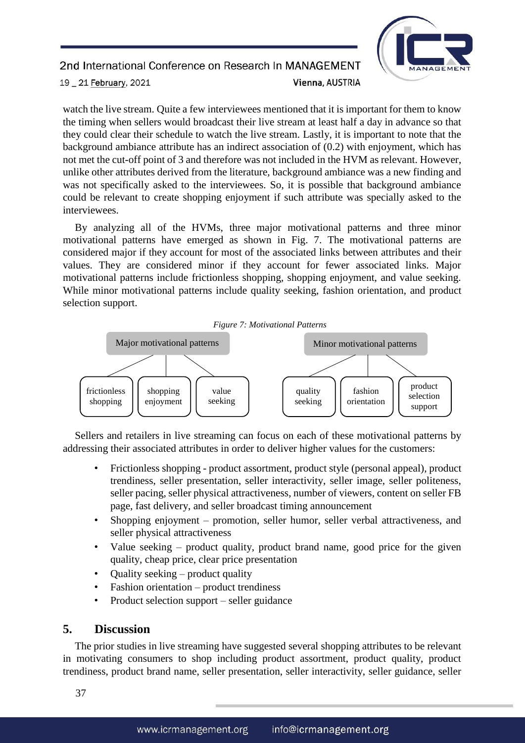watch the live stream. Quite a few interviewees mentioned that it is important for them to know the timing when sellers would broadcast their live stream at least half a day in advance so that they could clear their schedule to watch the live stream. Lastly, it is important to note that the background ambiance attribute has an indirect association of (0.2) with enjoyment, which has not met the cut-off point of 3 and therefore was not included in the HVM as relevant. However, unlike other attributes derived from the literature, background ambiance was a new finding and was not specifically asked to the interviewees. So, it is possible that background ambiance could be relevant to create shopping enjoyment if such attribute was specially asked to the interviewees.

By analyzing all of the HVMs, three major motivational patterns and three minor motivational patterns have emerged as shown in Fig. 7. The motivational patterns are considered major if they account for most of the associated links between attributes and their values. They are considered minor if they account for fewer associated links. Major motivational patterns include frictionless shopping, shopping enjoyment, and value seeking. While minor motivational patterns include quality seeking, fashion orientation, and product selection support.

*Figure 7: Motivational Patterns*

- Major motivational patterns
  - frictionless shopping
  - shopping enjoyment
  - value seeking
- Minor motivational patterns
  - quality seeking
  - fashion orientation
  - product selection support

Sellers and retailers in live streaming can focus on each of these motivational patterns by addressing their associated attributes in order to deliver higher values for the customers:

- Frictionless shopping - product assortment, product style (personal appeal), product trendiness, seller presentation, seller interactivity, seller image, seller politeness, seller pacing, seller physical attractiveness, number of viewers, content on seller FB page, fast delivery, and seller broadcast timing announcement
- Shopping enjoyment – promotion, seller humor, seller verbal attractiveness, and seller physical attractiveness
- Value seeking – product quality, product brand name, good price for the given quality, cheap price, clear price presentation
- Quality seeking – product quality
- Fashion orientation – product trendiness
- Product selection support – seller guidance

## 5. Discussion

The prior studies in live streaming have suggested several shopping attributes to be relevant in motivating consumers to shop including product assortment, product quality, product trendiness, product brand name, seller presentation, seller interactivity, seller guidance, seller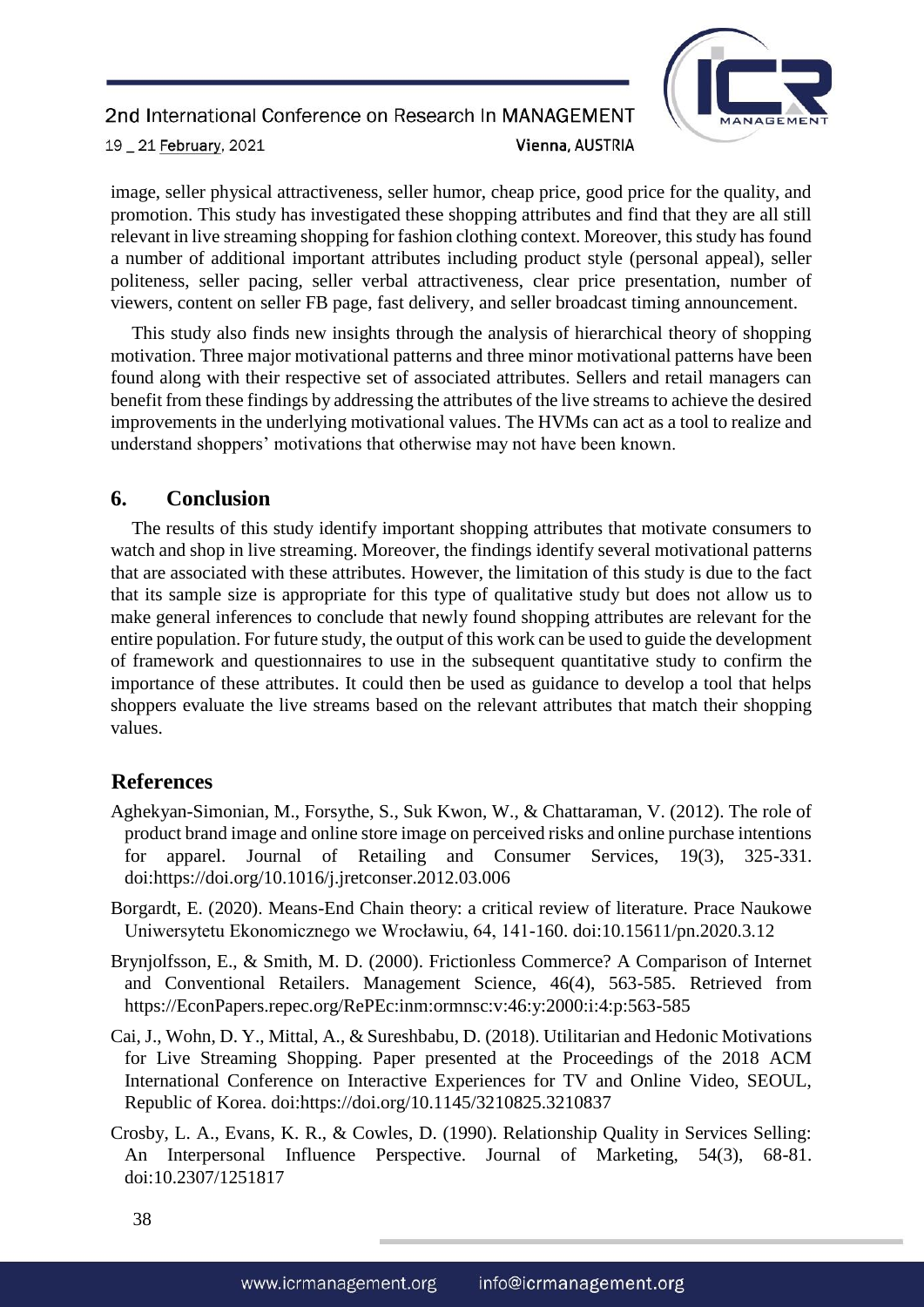image, seller physical attractiveness, seller humor, cheap price, good price for the quality, and promotion. This study has investigated these shopping attributes and find that they are all still relevant in live streaming shopping for fashion clothing context. Moreover, this study has found a number of additional important attributes including product style (personal appeal), seller politeness, seller pacing, seller verbal attractiveness, clear price presentation, number of viewers, content on seller FB page, fast delivery, and seller broadcast timing announcement.

This study also finds new insights through the analysis of hierarchical theory of shopping motivation. Three major motivational patterns and three minor motivational patterns have been found along with their respective set of associated attributes. Sellers and retail managers can benefit from these findings by addressing the attributes of the live streams to achieve the desired improvements in the underlying motivational values. The HVMs can act as a tool to realize and understand shoppers' motivations that otherwise may not have been known.

## 6. Conclusion

The results of this study identify important shopping attributes that motivate consumers to watch and shop in live streaming. Moreover, the findings identify several motivational patterns that are associated with these attributes. However, the limitation of this study is due to the fact that its sample size is appropriate for this type of qualitative study but does not allow us to make general inferences to conclude that newly found shopping attributes are relevant for the entire population. For future study, the output of this work can be used to guide the development of framework and questionnaires to use in the subsequent quantitative study to confirm the importance of these attributes. It could then be used as guidance to develop a tool that helps shoppers evaluate the live streams based on the relevant attributes that match their shopping values.

## References

Aghekyan-Simonian, M., Forsythe, S., Suk Kwon, W., & Chattaraman, V. (2012). The role of product brand image and online store image on perceived risks and online purchase intentions for apparel. Journal of Retailing and Consumer Services, 19(3), 325-331. doi:https://doi.org/10.1016/j.jretconser.2012.03.006

Borgardt, E. (2020). Means-End Chain theory: a critical review of literature. Prace Naukowe Uniwersytetu Ekonomicznego we Wrocławiu, 64, 141-160. doi:10.15611/pn.2020.3.12

Brynjolfsson, E., & Smith, M. D. (2000). Frictionless Commerce? A Comparison of Internet and Conventional Retailers. Management Science, 46(4), 563-585. Retrieved from https://EconPapers.repec.org/RePEc:inm:ormnsc:v:46:y:2000:i:4:p:563-585

Cai, J., Wohn, D. Y., Mittal, A., & Sureshbabu, D. (2018). Utilitarian and Hedonic Motivations for Live Streaming Shopping. Paper presented at the Proceedings of the 2018 ACM International Conference on Interactive Experiences for TV and Online Video, SEOUL, Republic of Korea. doi:https://doi.org/10.1145/3210825.3210837

Crosby, L. A., Evans, K. R., & Cowles, D. (1990). Relationship Quality in Services Selling: An Interpersonal Influence Perspective. Journal of Marketing, 54(3), 68-81. doi:10.2307/1251817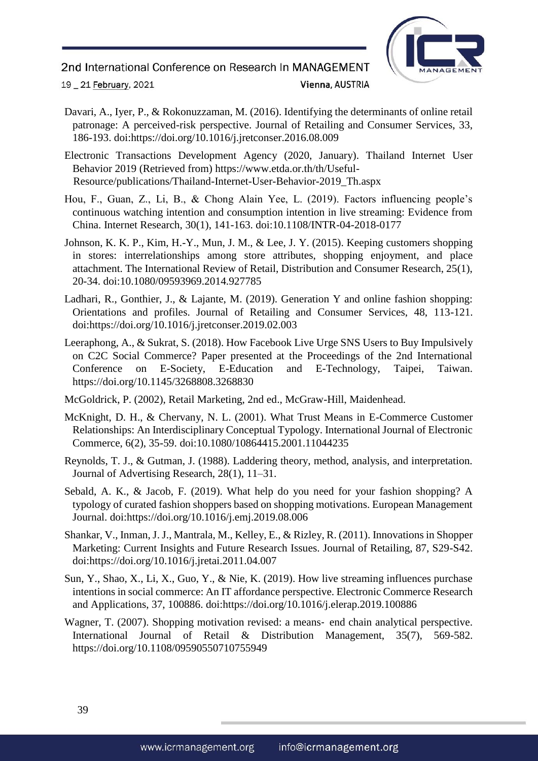Davari, A., Iyer, P., & Rokonuzzaman, M. (2016). Identifying the determinants of online retail patronage: A perceived-risk perspective. Journal of Retailing and Consumer Services, 33, 186-193. doi:https://doi.org/10.1016/j.jretconser.2016.08.009

Electronic Transactions Development Agency (2020, January). Thailand Internet User Behavior 2019 (Retrieved from) https://www.etda.or.th/th/Useful-Resource/publications/Thailand-Internet-User-Behavior-2019_Th.aspx

Hou, F., Guan, Z., Li, B., & Chong Alain Yee, L. (2019). Factors influencing people's continuous watching intention and consumption intention in live streaming: Evidence from China. Internet Research, 30(1), 141-163. doi:10.1108/INTR-04-2018-0177

Johnson, K. K. P., Kim, H.-Y., Mun, J. M., & Lee, J. Y. (2015). Keeping customers shopping in stores: interrelationships among store attributes, shopping enjoyment, and place attachment. The International Review of Retail, Distribution and Consumer Research, 25(1), 20-34. doi:10.1080/09593969.2014.927785

Ladhari, R., Gonthier, J., & Lajante, M. (2019). Generation Y and online fashion shopping: Orientations and profiles. Journal of Retailing and Consumer Services, 48, 113-121. doi:https://doi.org/10.1016/j.jretconser.2019.02.003

Leeraphong, A., & Sukrat, S. (2018). How Facebook Live Urge SNS Users to Buy Impulsively on C2C Social Commerce? Paper presented at the Proceedings of the 2nd International Conference on E-Society, E-Education and E-Technology, Taipei, Taiwan. https://doi.org/10.1145/3268808.3268830

McGoldrick, P. (2002), Retail Marketing, 2nd ed., McGraw-Hill, Maidenhead.

McKnight, D. H., & Chervany, N. L. (2001). What Trust Means in E-Commerce Customer Relationships: An Interdisciplinary Conceptual Typology. International Journal of Electronic Commerce, 6(2), 35-59. doi:10.1080/10864415.2001.11044235

Reynolds, T. J., & Gutman, J. (1988). Laddering theory, method, analysis, and interpretation. Journal of Advertising Research, 28(1), 11–31.

Sebald, A. K., & Jacob, F. (2019). What help do you need for your fashion shopping? A typology of curated fashion shoppers based on shopping motivations. European Management Journal. doi:https://doi.org/10.1016/j.emj.2019.08.006

Shankar, V., Inman, J. J., Mantrala, M., Kelley, E., & Rizley, R. (2011). Innovations in Shopper Marketing: Current Insights and Future Research Issues. Journal of Retailing, 87, S29-S42. doi:https://doi.org/10.1016/j.jretai.2011.04.007

Sun, Y., Shao, X., Li, X., Guo, Y., & Nie, K. (2019). How live streaming influences purchase intentions in social commerce: An IT affordance perspective. Electronic Commerce Research and Applications, 37, 100886. doi:https://doi.org/10.1016/j.elerap.2019.100886

Wagner, T. (2007). Shopping motivation revised: a means‐ end chain analytical perspective. International Journal of Retail & Distribution Management, 35(7), 569-582. https://doi.org/10.1108/09590550710755949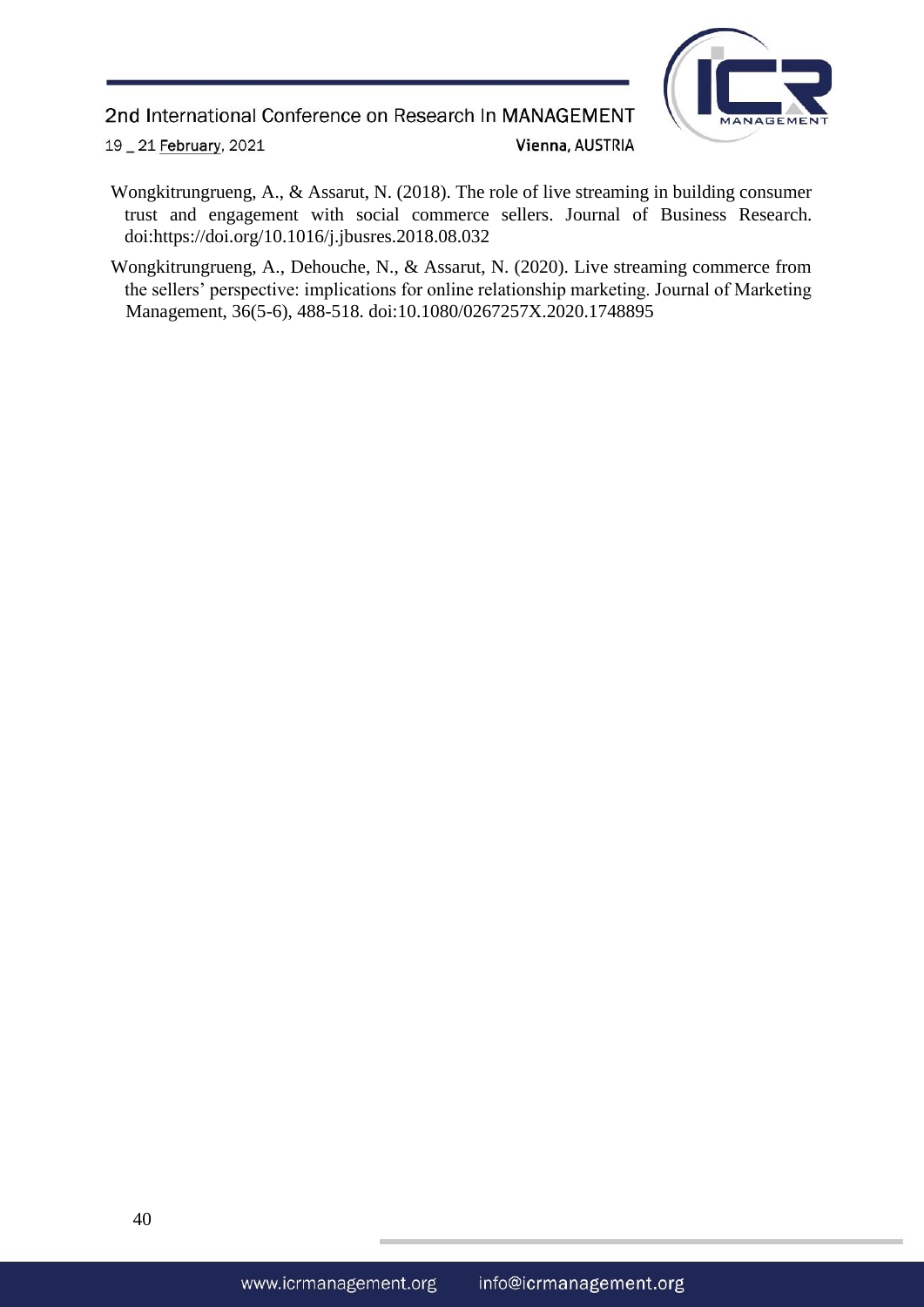Wongkitrungrueng, A., & Assarut, N. (2018). The role of live streaming in building consumer trust and engagement with social commerce sellers. Journal of Business Research. doi:https://doi.org/10.1016/j.jbusres.2018.08.032

Wongkitrungrueng, A., Dehouche, N., & Assarut, N. (2020). Live streaming commerce from the sellers' perspective: implications for online relationship marketing. Journal of Marketing Management, 36(5-6), 488-518. doi:10.1080/0267257X.2020.1748895